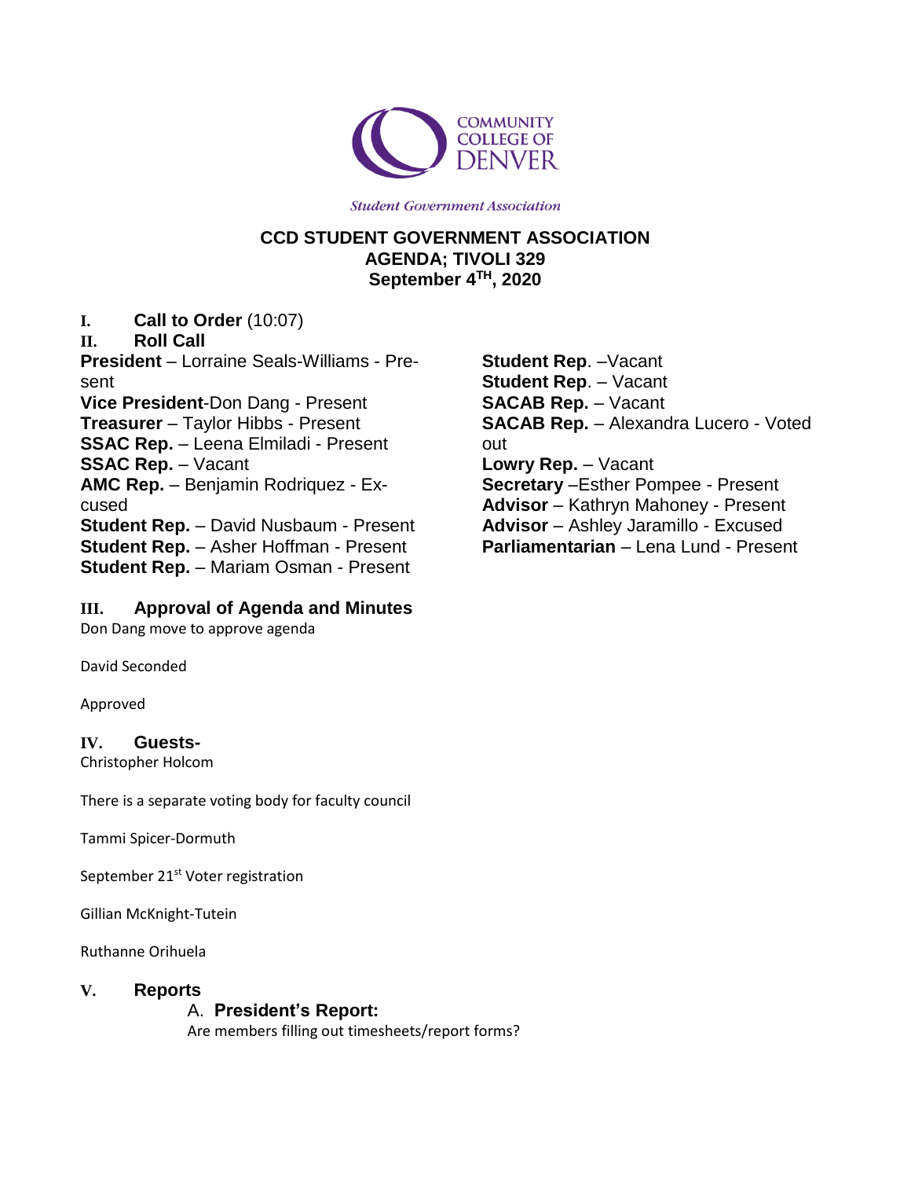Student Government Association

**CCD STUDENT GOVERNMENT ASSOCIATION**
**AGENDA; TIVOLI 329**
**September 4TH, 2020**

**I. Call to Order** (10:07)

**II. Roll Call**

**President** – Lorraine Seals-Williams - Present
**Vice President**-Don Dang - Present
**Treasurer** – Taylor Hibbs - Present
**SSAC Rep.** – Leena Elmiladi - Present
**SSAC Rep.** – Vacant
**AMC Rep.** – Benjamin Rodriquez - Excused
**Student Rep.** – David Nusbaum - Present
**Student Rep.** – Asher Hoffman - Present
**Student Rep.** – Mariam Osman - Present
**Student Rep**. –Vacant
**Student Rep**. – Vacant
**SACAB Rep.** – Vacant
**SACAB Rep.** – Alexandra Lucero - Voted out
**Lowry Rep.** – Vacant
**Secretary** –Esther Pompee - Present
**Advisor** – Kathryn Mahoney - Present
**Advisor** – Ashley Jaramillo - Excused
**Parliamentarian** – Lena Lund - Present

**III. Approval of Agenda and Minutes**

Don Dang move to approve agenda

David Seconded

Approved

**IV. Guests-**

Christopher Holcom

There is a separate voting body for faculty council

Tammi Spicer-Dormuth

September 21st Voter registration

Gillian McKnight-Tutein

Ruthanne Orihuela

**V. Reports**

A. **President's Report:**

Are members filling out timesheets/report forms?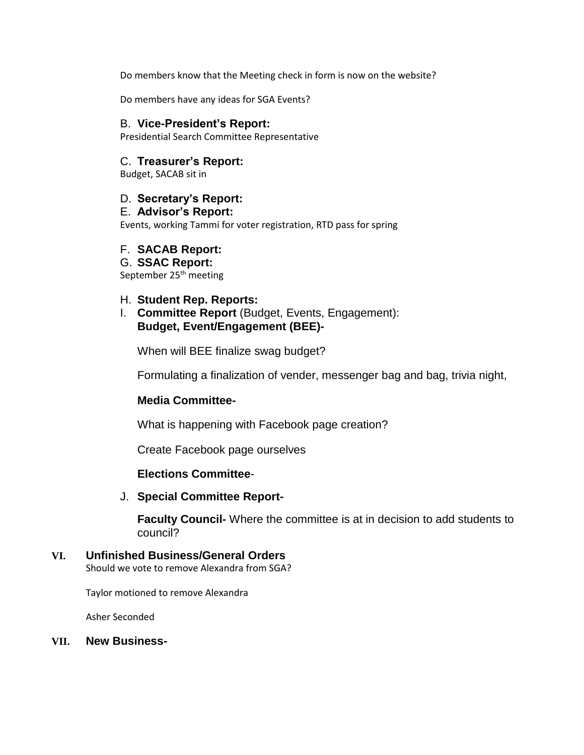Do members know that the Meeting check in form is now on the website?

Do members have any ideas for SGA Events?

B. **Vice-President's Report:**

Presidential Search Committee Representative

C. **Treasurer's Report:**

Budget, SACAB sit in

D. **Secretary's Report:**

E. **Advisor's Report:**

Events, working Tammi for voter registration, RTD pass for spring

F. **SACAB Report:**

G. **SSAC Report:**

September 25th meeting

H. **Student Rep. Reports:**

I. **Committee Report** (Budget, Events, Engagement):
**Budget, Event/Engagement (BEE)-**

When will BEE finalize swag budget?

Formulating a finalization of vender, messenger bag and bag, trivia night,

**Media Committee-**

What is happening with Facebook page creation?

Create Facebook page ourselves

**Elections Committee**-

J. **Special Committee Report-**

**Faculty Council-** Where the committee is at in decision to add students to council?

## VI. Unfinished Business/General Orders

Should we vote to remove Alexandra from SGA?

Taylor motioned to remove Alexandra

Asher Seconded

## VII. New Business-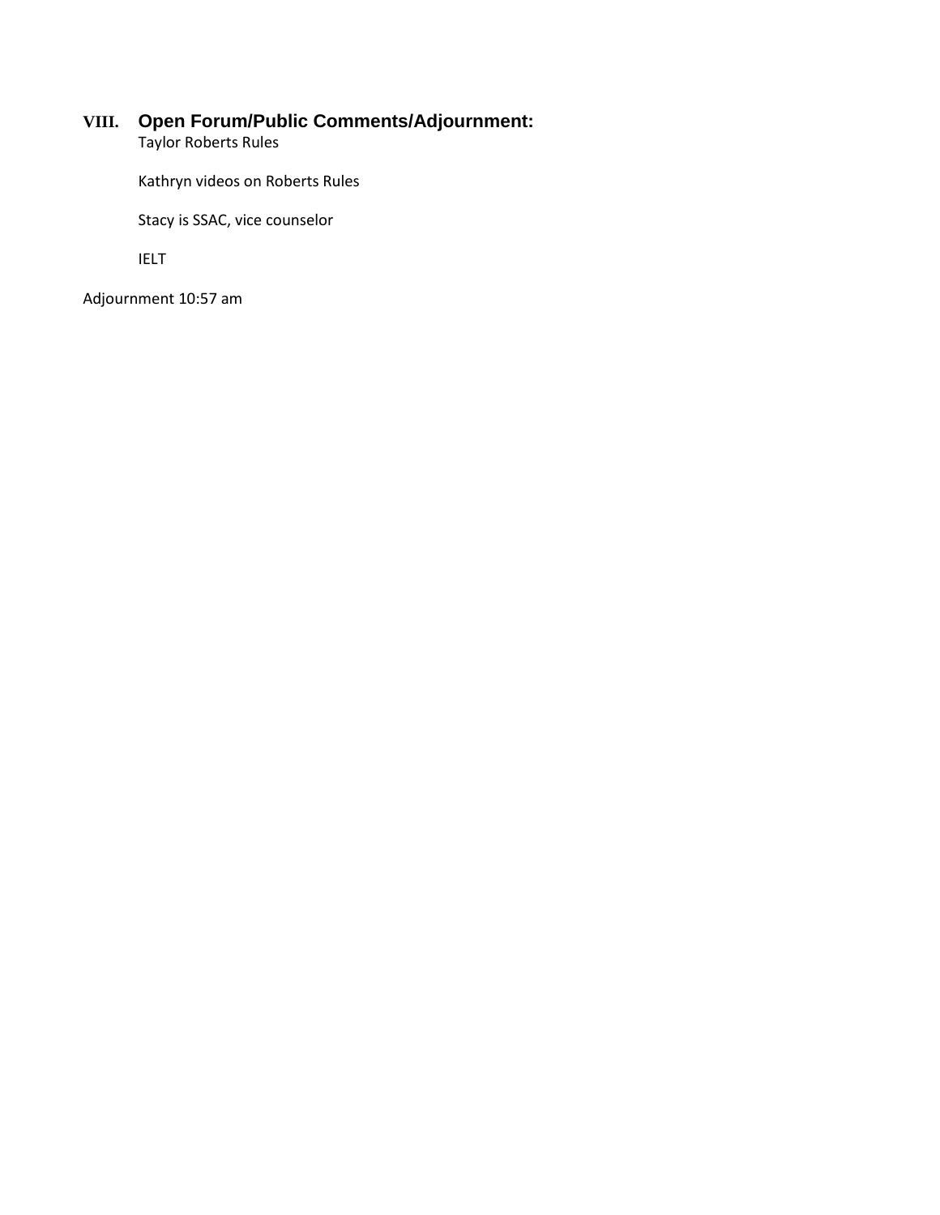## VIII. Open Forum/Public Comments/Adjournment:

Taylor Roberts Rules

Kathryn videos on Roberts Rules

Stacy is SSAC, vice counselor

IELT

Adjournment 10:57 am